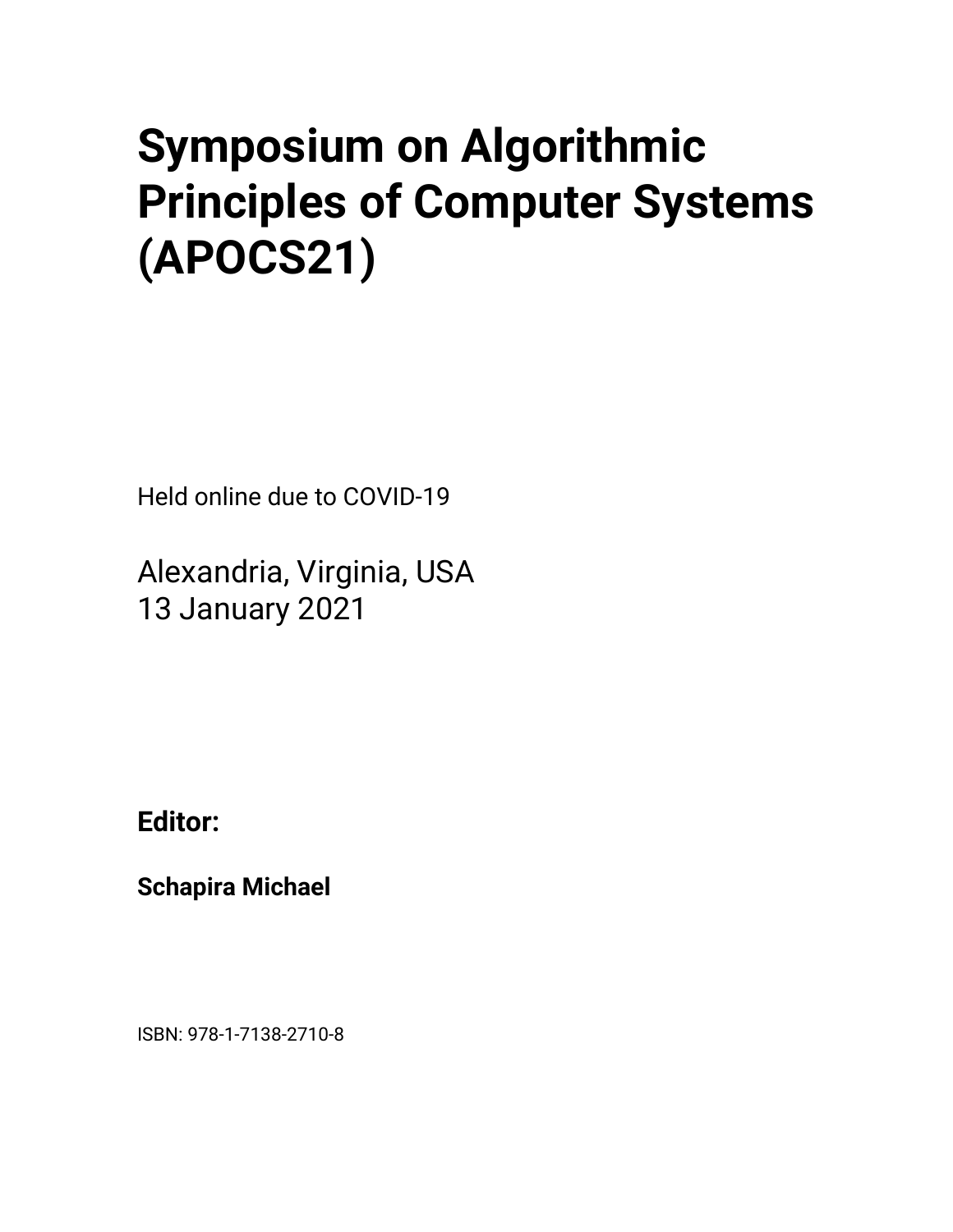# Symposium on Algorithmic Principles of Computer Systems (APOCS21)

Held online due to COVID-19

Alexandria, Virginia, USA
13 January 2021

**Editor:**

**Schapira Michael**

ISBN: 978-1-7138-2710-8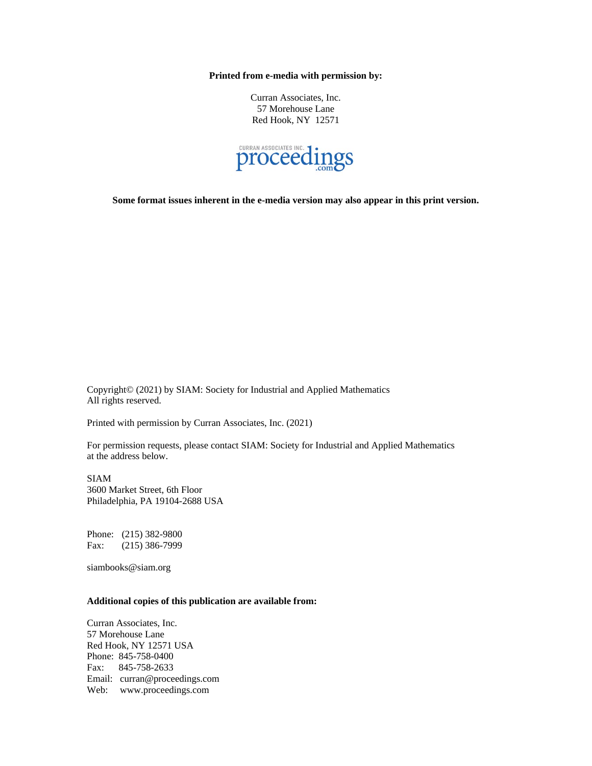**Printed from e-media with permission by:**

Curran Associates, Inc.
57 Morehouse Lane
Red Hook, NY 12571

CURRAN ASSOCIATES INC. proceedings.com

**Some format issues inherent in the e-media version may also appear in this print version.**

Copyright© (2021) by SIAM: Society for Industrial and Applied Mathematics
All rights reserved.

Printed with permission by Curran Associates, Inc. (2021)

For permission requests, please contact SIAM: Society for Industrial and Applied Mathematics at the address below.

SIAM
3600 Market Street, 6th Floor
Philadelphia, PA 19104-2688 USA

Phone: (215) 382-9800
Fax: (215) 386-7999

siambooks@siam.org

**Additional copies of this publication are available from:**

Curran Associates, Inc.
57 Morehouse Lane
Red Hook, NY 12571 USA
Phone: 845-758-0400
Fax: 845-758-2633
Email: curran@proceedings.com
Web: www.proceedings.com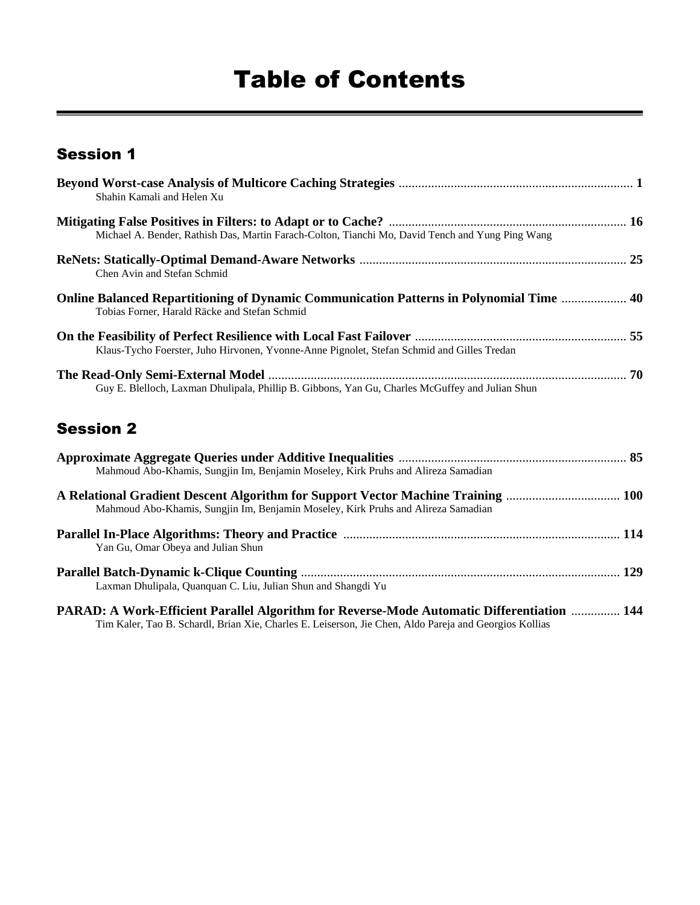# Table of Contents

## Session 1

**Beyond Worst-case Analysis of Multicore Caching Strategies** ........................................................................ **1**
Shahin Kamali and Helen Xu

**Mitigating False Positives in Filters: to Adapt or to Cache?** ........................................................................ **16**
Michael A. Bender, Rathish Das, Martin Farach-Colton, Tianchi Mo, David Tench and Yung Ping Wang

**ReNets: Statically-Optimal Demand-Aware Networks** ................................................................................. **25**
Chen Avin and Stefan Schmid

**Online Balanced Repartitioning of Dynamic Communication Patterns in Polynomial Time** .................... **40**
Tobias Forner, Harald Räcke and Stefan Schmid

**On the Feasibility of Perfect Resilience with Local Fast Failover** ................................................................ **55**
Klaus-Tycho Foerster, Juho Hirvonen, Yvonne-Anne Pignolet, Stefan Schmid and Gilles Tredan

**The Read-Only Semi-External Model** ............................................................................................................. **70**
Guy E. Blelloch, Laxman Dhulipala, Phillip B. Gibbons, Yan Gu, Charles McGuffey and Julian Shun

## Session 2

**Approximate Aggregate Queries under Additive Inequalities** ..................................................................... **85**
Mahmoud Abo-Khamis, Sungjin Im, Benjamin Moseley, Kirk Pruhs and Alireza Samadian

**A Relational Gradient Descent Algorithm for Support Vector Machine Training** ................................... **100**
Mahmoud Abo-Khamis, Sungjin Im, Benjamin Moseley, Kirk Pruhs and Alireza Samadian

**Parallel In-Place Algorithms: Theory and Practice** .................................................................................... **114**
Yan Gu, Omar Obeya and Julian Shun

**Parallel Batch-Dynamic k-Clique Counting** ................................................................................................. **129**
Laxman Dhulipala, Quanquan C. Liu, Julian Shun and Shangdi Yu

**PARAD: A Work-Efficient Parallel Algorithm for Reverse-Mode Automatic Differentiation** ............... **144**
Tim Kaler, Tao B. Schardl, Brian Xie, Charles E. Leiserson, Jie Chen, Aldo Pareja and Georgios Kollias